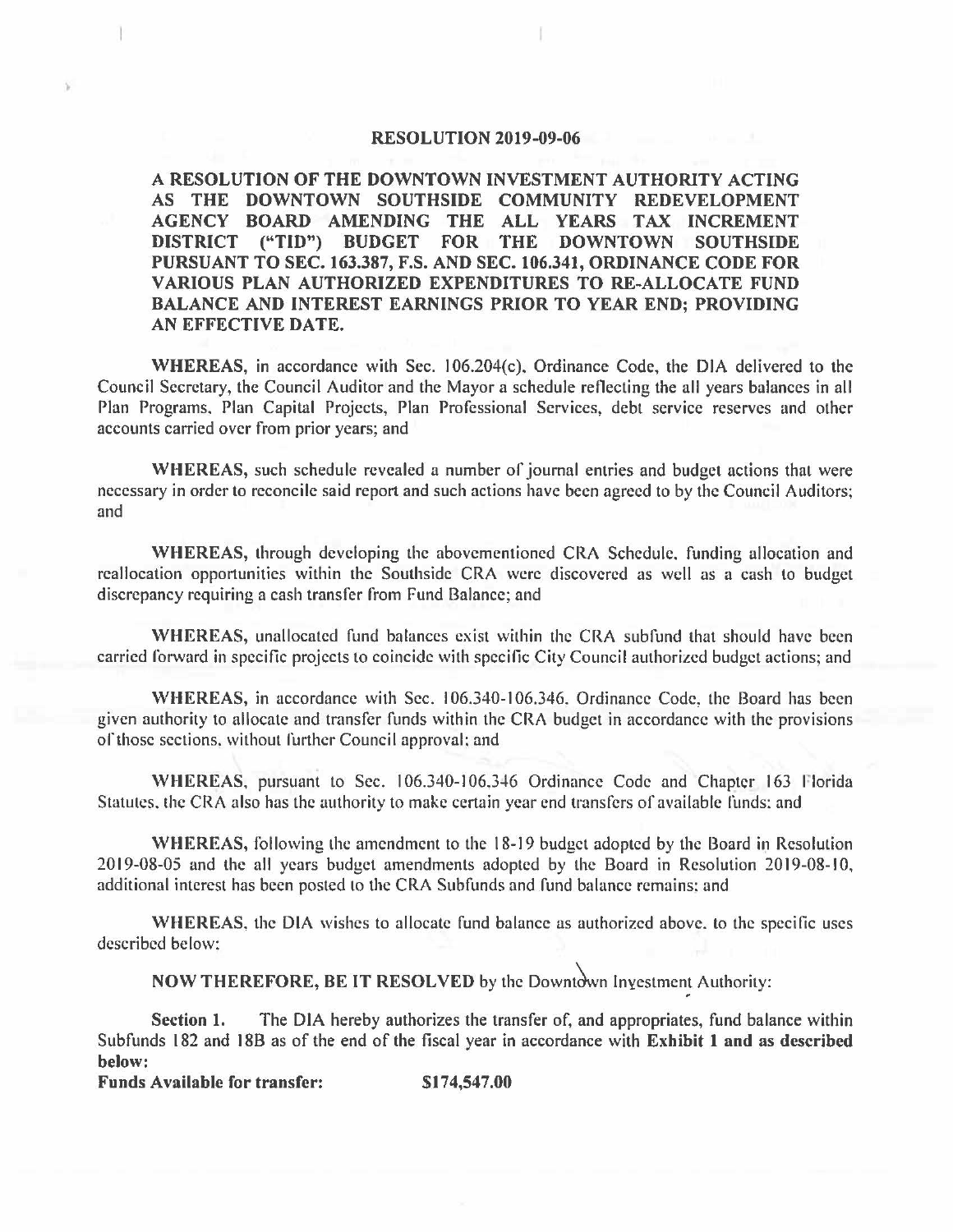# RESOLUTION 2019-09-06

**A RESOLUTION OF THE DOWNTOWN INVESTMENT AUTHORITY ACTING AS THE DOWNTOWN SOUTHSIDE COMMUNITY REDEVELOPMENT AGENCY BOARD AMENDING THE ALL YEARS TAX INCREMENT DISTRICT ("TID") BUDGET FOR THE DOWNTOWN SOUTHSIDE PURSUANT TO SEC. 163.387, F.S. AND SEC. 106.341, ORDINANCE CODE FOR VARIOUS PLAN AUTHORIZED EXPENDITURES TO RE-ALLOCATE FUND BALANCE AND INTEREST EARNINGS PRIOR TO YEAR END; PROVIDING AN EFFECTIVE DATE.**

**WHEREAS,** in accordance with Sec. 106.204(c), Ordinance Code, the DIA delivered to the Council Secretary, the Council Auditor and the Mayor a schedule reflecting the all years balances in all Plan Programs, Plan Capital Projects, Plan Professional Services, debt service reserves and other accounts carried over from prior years; and

**WHEREAS,** such schedule revealed a number of journal entries and budget actions that were necessary in order to reconcile said report and such actions have been agreed to by the Council Auditors; and

**WHEREAS,** through developing the abovementioned CRA Schedule, funding allocation and reallocation opportunities within the Southside CRA were discovered as well as a cash to budget discrepancy requiring a cash transfer from Fund Balance; and

**WHEREAS,** unallocated fund balances exist within the CRA subfund that should have been carried forward in specific projects to coincide with specific City Council authorized budget actions; and

**WHEREAS,** in accordance with Sec. 106.340-106.346, Ordinance Code, the Board has been given authority to allocate and transfer funds within the CRA budget in accordance with the provisions of those sections, without further Council approval; and

**WHEREAS,** pursuant to Sec. 106.340-106.346 Ordinance Code and Chapter 163 Florida Statutes, the CRA also has the authority to make certain year end transfers of available funds; and

**WHEREAS,** following the amendment to the 18-19 budget adopted by the Board in Resolution 2019-08-05 and the all years budget amendments adopted by the Board in Resolution 2019-08-10, additional interest has been posted to the CRA Subfunds and fund balance remains; and

**WHEREAS,** the DIA wishes to allocate fund balance as authorized above, to the specific uses described below:

**NOW THEREFORE, BE IT RESOLVED** by the Downtown Investment Authority:

**Section 1.** The DIA hereby authorizes the transfer of, and appropriates, fund balance within Subfunds 182 and 18B as of the end of the fiscal year in accordance with **Exhibit 1 and as described below:**

**Funds Available for transfer: $174,547.00**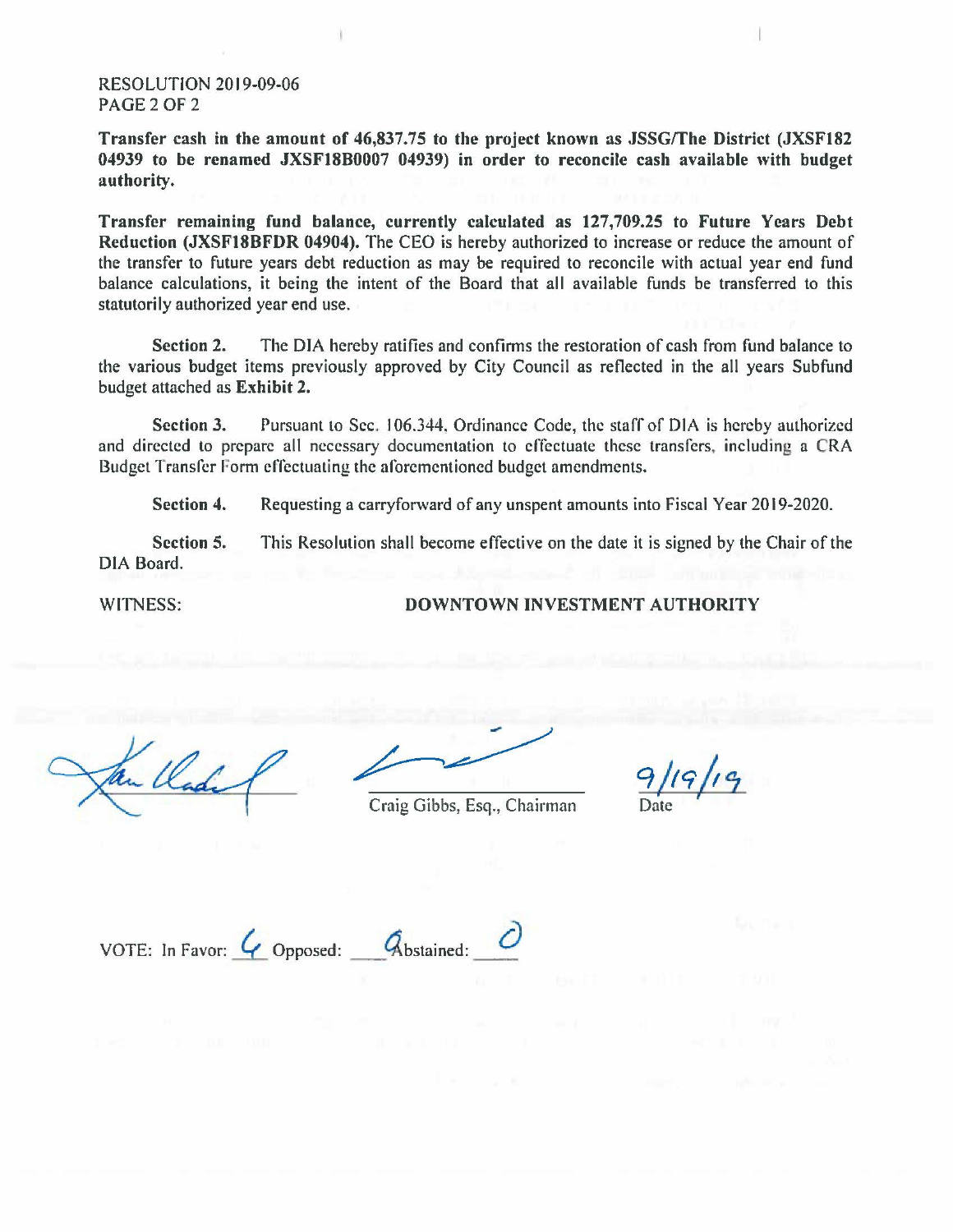RESOLUTION 2019-09-06
PAGE 2 OF 2

**Transfer cash in the amount of 46,837.75 to the project known as JSSG/The District (JXSF182 04939 to be renamed JXSF18B0007 04939) in order to reconcile cash available with budget authority.**

**Transfer remaining fund balance, currently calculated as 127,709.25 to Future Years Debt Reduction (JXSF18BFDR 04904).** The CEO is hereby authorized to increase or reduce the amount of the transfer to future years debt reduction as may be required to reconcile with actual year end fund balance calculations, it being the intent of the Board that all available funds be transferred to this statutorily authorized year end use.

**Section 2.** The DIA hereby ratifies and confirms the restoration of cash from fund balance to the various budget items previously approved by City Council as reflected in the all years Subfund budget attached as **Exhibit 2.**

**Section 3.** Pursuant to Sec. 106.344, Ordinance Code, the staff of DIA is hereby authorized and directed to prepare all necessary documentation to effectuate these transfers, including a CRA Budget Transfer Form effectuating the aforementioned budget amendments.

**Section 4.** Requesting a carryforward of any unspent amounts into Fiscal Year 2019-2020.

**Section 5.** This Resolution shall become effective on the date it is signed by the Chair of the DIA Board.

WITNESS: **DOWNTOWN INVESTMENT AUTHORITY**

Craig Gibbs, Esq., Chairman

9/19/19
Date

VOTE: In Favor: 4 Opposed: 0 Abstained: 0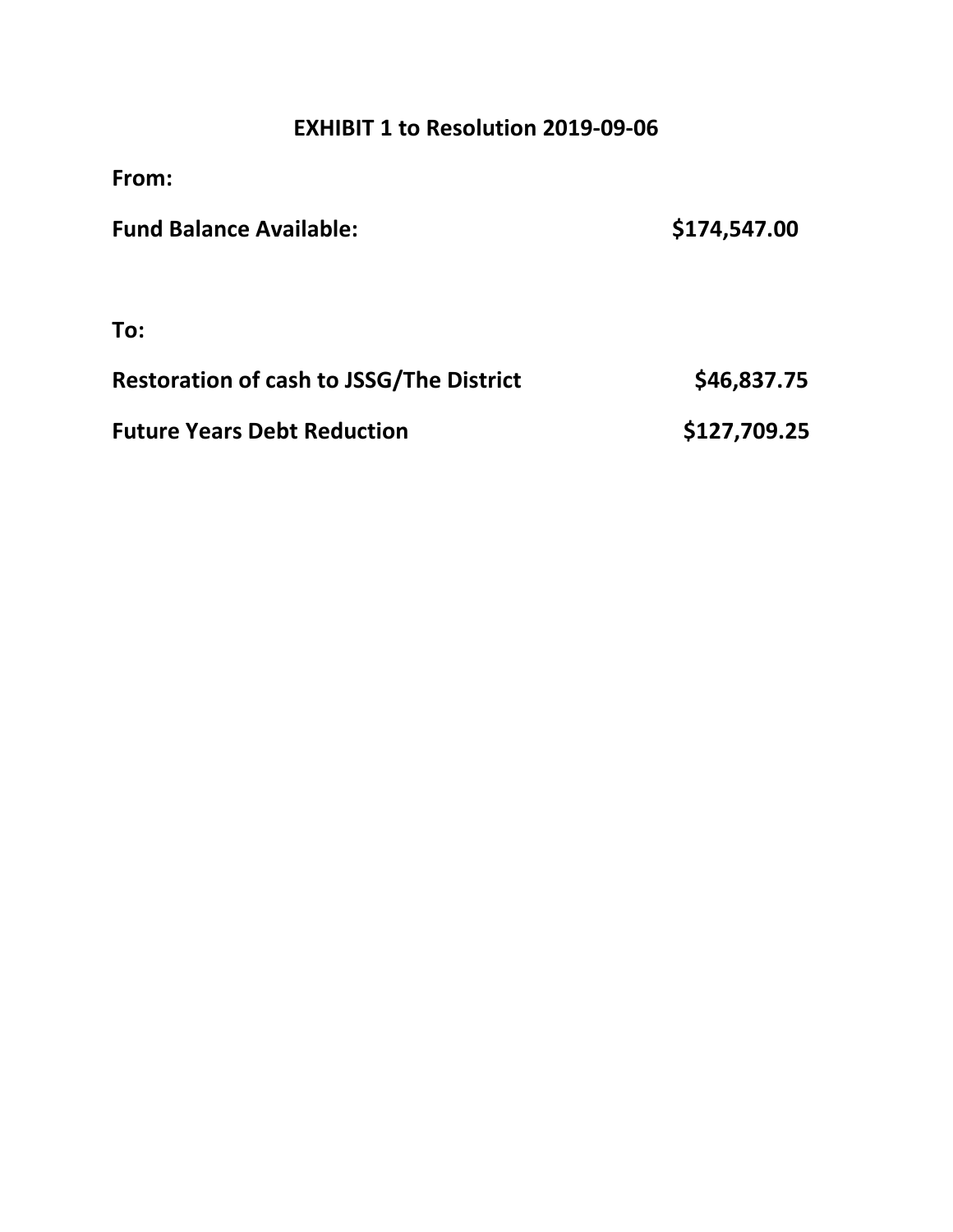# EXHIBIT 1 to Resolution 2019-09-06

**From:**

| | |
|---|---|
| **Fund Balance Available:** | **$174,547.00** |

**To:**

| | |
|---|---|
| **Restoration of cash to JSSG/The District** | **$46,837.75** |
| **Future Years Debt Reduction** | **$127,709.25** |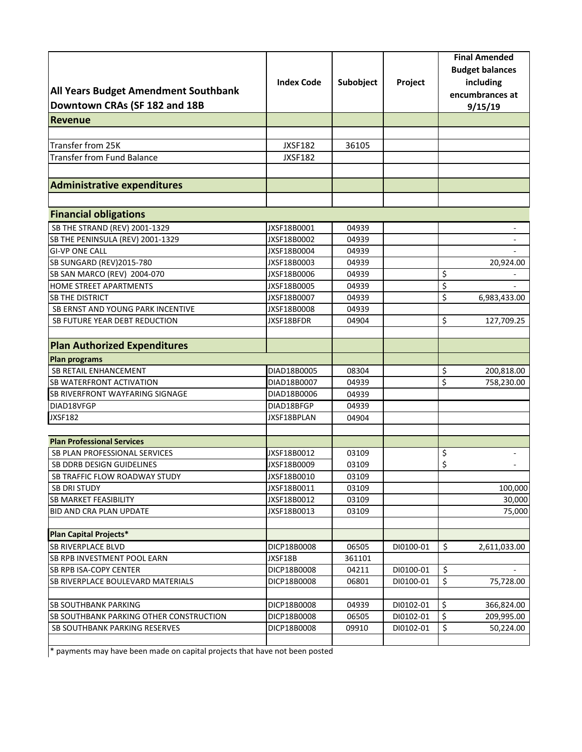| All Years Budget Amendment Southbank Downtown CRAs (SF 182 and 18B | Index Code | Subobject | Project | Final Amended Budget balances including encumbrances at 9/15/19 |
|---|---|---|---|---|
| **Revenue** | | | | |
| | | | | |
| Transfer from 25K | JXSF182 | 36105 | | |
| Transfer from Fund Balance | JXSF182 | | | |
| | | | | |
| **Administrative expenditures** | | | | |
| | | | | |
| **Financial obligations** | | | | |
| SB THE STRAND (REV) 2001-1329 | JXSF18B0001 | 04939 | | - |
| SB THE PENINSULA (REV) 2001-1329 | JXSF18B0002 | 04939 | | - |
| GI-VP ONE CALL | JXSF18B0004 | 04939 | | - |
| SB SUNGARD (REV)2015-780 | JXSF18B0003 | 04939 | | 20,924.00 |
| SB SAN MARCO (REV) 2004-070 | JXSF18B0006 | 04939 | | $ - |
| HOME STREET APARTMENTS | JXSF18B0005 | 04939 | | $ - |
| SB THE DISTRICT | JXSF18B0007 | 04939 | | $ 6,983,433.00 |
| SB ERNST AND YOUNG PARK INCENTIVE | JXSF18B0008 | 04939 | | |
| SB FUTURE YEAR DEBT REDUCTION | JXSF18BFDR | 04904 | | $ 127,709.25 |
| | | | | |
| **Plan Authorized Expenditures** | | | | |
| **Plan programs** | | | | |
| SB RETAIL ENHANCEMENT | DIAD18B0005 | 08304 | | $ 200,818.00 |
| SB WATERFRONT ACTIVATION | DIAD18B0007 | 04939 | | $ 758,230.00 |
| SB RIVERFRONT WAYFARING SIGNAGE | DIAD18B0006 | 04939 | | |
| DIAD18VFGP | DIAD18BFGP | 04939 | | |
| JXSF182 | JXSF18BPLAN | 04904 | | |
| | | | | |
| **Plan Professional Services** | | | | |
| SB PLAN PROFESSIONAL SERVICES | JXSF18B0012 | 03109 | | $ - |
| SB DDRB DESIGN GUIDELINES | JXSF18B0009 | 03109 | | $ - |
| SB TRAFFIC FLOW ROADWAY STUDY | JXSF18B0010 | 03109 | | |
| SB DRI STUDY | JXSF18B0011 | 03109 | | 100,000 |
| SB MARKET FEASIBILITY | JXSF18B0012 | 03109 | | 30,000 |
| BID AND CRA PLAN UPDATE | JXSF18B0013 | 03109 | | 75,000 |
| | | | | |
| **Plan Capital Projects*** | | | | |
| SB RIVERPLACE BLVD | DICP18B0008 | 06505 | DI0100-01 | $ 2,611,033.00 |
| SB RPB INVESTMENT POOL EARN | JXSF18B | 361101 | | |
| SB RPB ISA-COPY CENTER | DICP18B0008 | 04211 | DI0100-01 | $ - |
| SB RIVERPLACE BOULEVARD MATERIALS | DICP18B0008 | 06801 | DI0100-01 | $ 75,728.00 |
| | | | | |
| SB SOUTHBANK PARKING | DICP18B0008 | 04939 | DI0102-01 | $ 366,824.00 |
| SB SOUTHBANK PARKING OTHER CONSTRUCTION | DICP18B0008 | 06505 | DI0102-01 | $ 209,995.00 |
| SB SOUTHBANK PARKING RESERVES | DICP18B0008 | 09910 | DI0102-01 | $ 50,224.00 |
| | | | | |

* payments may have been made on capital projects that have not been posted